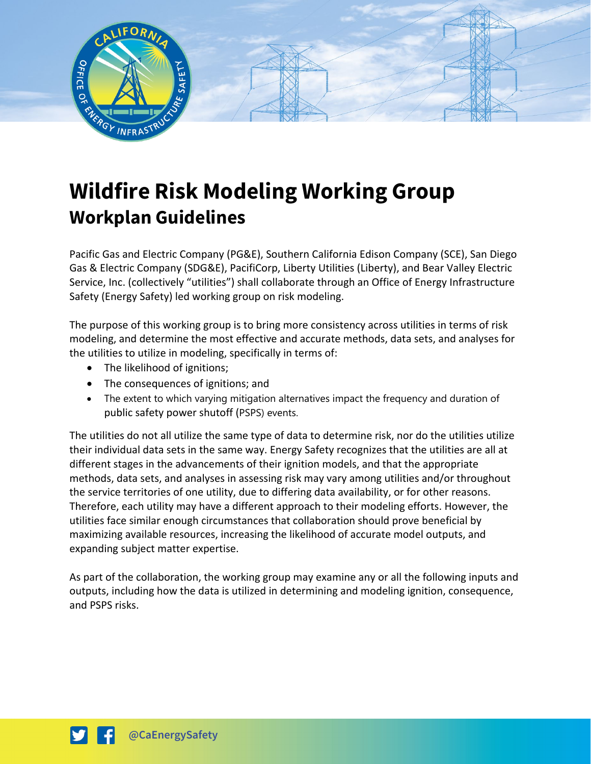# Wildfire Risk Modeling Working Group

## Workplan Guidelines

Pacific Gas and Electric Company (PG&E), Southern California Edison Company (SCE), San Diego Gas & Electric Company (SDG&E), PacifiCorp, Liberty Utilities (Liberty), and Bear Valley Electric Service, Inc. (collectively "utilities") shall collaborate through an Office of Energy Infrastructure Safety (Energy Safety) led working group on risk modeling.

The purpose of this working group is to bring more consistency across utilities in terms of risk modeling, and determine the most effective and accurate methods, data sets, and analyses for the utilities to utilize in modeling, specifically in terms of:

- The likelihood of ignitions;
- The consequences of ignitions; and
- The extent to which varying mitigation alternatives impact the frequency and duration of public safety power shutoff (PSPS) events.

The utilities do not all utilize the same type of data to determine risk, nor do the utilities utilize their individual data sets in the same way. Energy Safety recognizes that the utilities are all at different stages in the advancements of their ignition models, and that the appropriate methods, data sets, and analyses in assessing risk may vary among utilities and/or throughout the service territories of one utility, due to differing data availability, or for other reasons. Therefore, each utility may have a different approach to their modeling efforts. However, the utilities face similar enough circumstances that collaboration should prove beneficial by maximizing available resources, increasing the likelihood of accurate model outputs, and expanding subject matter expertise.

As part of the collaboration, the working group may examine any or all the following inputs and outputs, including how the data is utilized in determining and modeling ignition, consequence, and PSPS risks.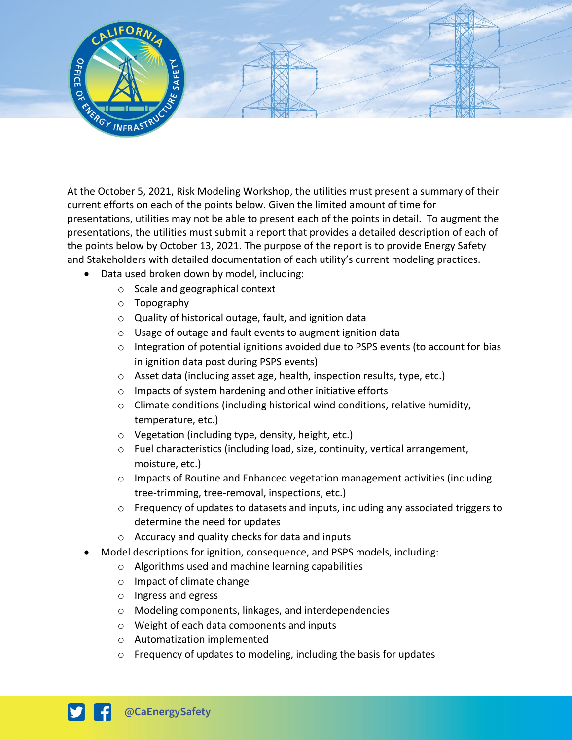At the October 5, 2021, Risk Modeling Workshop, the utilities must present a summary of their current efforts on each of the points below. Given the limited amount of time for presentations, utilities may not be able to present each of the points in detail. To augment the presentations, the utilities must submit a report that provides a detailed description of each of the points below by October 13, 2021. The purpose of the report is to provide Energy Safety and Stakeholders with detailed documentation of each utility's current modeling practices.

- Data used broken down by model, including:
  - Scale and geographical context
  - Topography
  - Quality of historical outage, fault, and ignition data
  - Usage of outage and fault events to augment ignition data
  - Integration of potential ignitions avoided due to PSPS events (to account for bias in ignition data post during PSPS events)
  - Asset data (including asset age, health, inspection results, type, etc.)
  - Impacts of system hardening and other initiative efforts
  - Climate conditions (including historical wind conditions, relative humidity, temperature, etc.)
  - Vegetation (including type, density, height, etc.)
  - Fuel characteristics (including load, size, continuity, vertical arrangement, moisture, etc.)
  - Impacts of Routine and Enhanced vegetation management activities (including tree-trimming, tree-removal, inspections, etc.)
  - Frequency of updates to datasets and inputs, including any associated triggers to determine the need for updates
  - Accuracy and quality checks for data and inputs
- Model descriptions for ignition, consequence, and PSPS models, including:
  - Algorithms used and machine learning capabilities
  - Impact of climate change
  - Ingress and egress
  - Modeling components, linkages, and interdependencies
  - Weight of each data components and inputs
  - Automatization implemented
  - Frequency of updates to modeling, including the basis for updates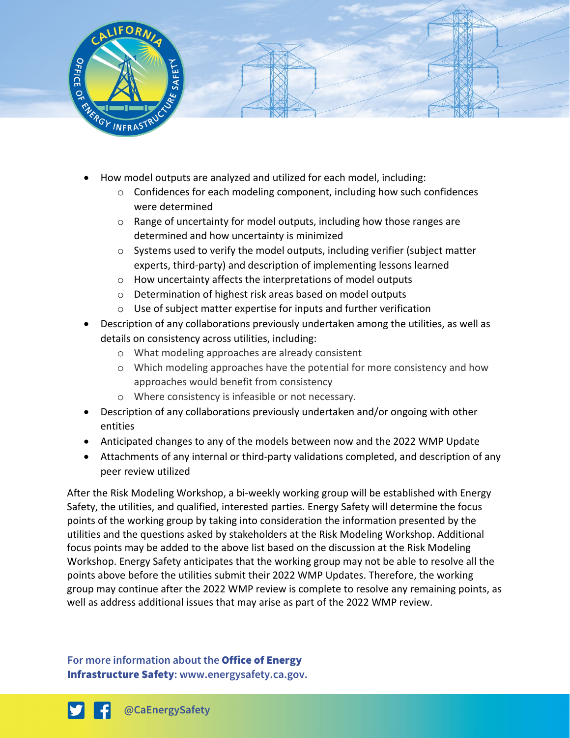- How model outputs are analyzed and utilized for each model, including:
  - Confidences for each modeling component, including how such confidences were determined
  - Range of uncertainty for model outputs, including how those ranges are determined and how uncertainty is minimized
  - Systems used to verify the model outputs, including verifier (subject matter experts, third-party) and description of implementing lessons learned
  - How uncertainty affects the interpretations of model outputs
  - Determination of highest risk areas based on model outputs
  - Use of subject matter expertise for inputs and further verification
- Description of any collaborations previously undertaken among the utilities, as well as details on consistency across utilities, including:
  - What modeling approaches are already consistent
  - Which modeling approaches have the potential for more consistency and how approaches would benefit from consistency
  - Where consistency is infeasible or not necessary.
- Description of any collaborations previously undertaken and/or ongoing with other entities
- Anticipated changes to any of the models between now and the 2022 WMP Update
- Attachments of any internal or third-party validations completed, and description of any peer review utilized

After the Risk Modeling Workshop, a bi-weekly working group will be established with Energy Safety, the utilities, and qualified, interested parties. Energy Safety will determine the focus points of the working group by taking into consideration the information presented by the utilities and the questions asked by stakeholders at the Risk Modeling Workshop. Additional focus points may be added to the above list based on the discussion at the Risk Modeling Workshop. Energy Safety anticipates that the working group may not be able to resolve all the points above before the utilities submit their 2022 WMP Updates. Therefore, the working group may continue after the 2022 WMP review is complete to resolve any remaining points, as well as address additional issues that may arise as part of the 2022 WMP review.

For more information about the **Office of Energy Infrastructure Safety**: www.energysafety.ca.gov.

@CaEnergySafety